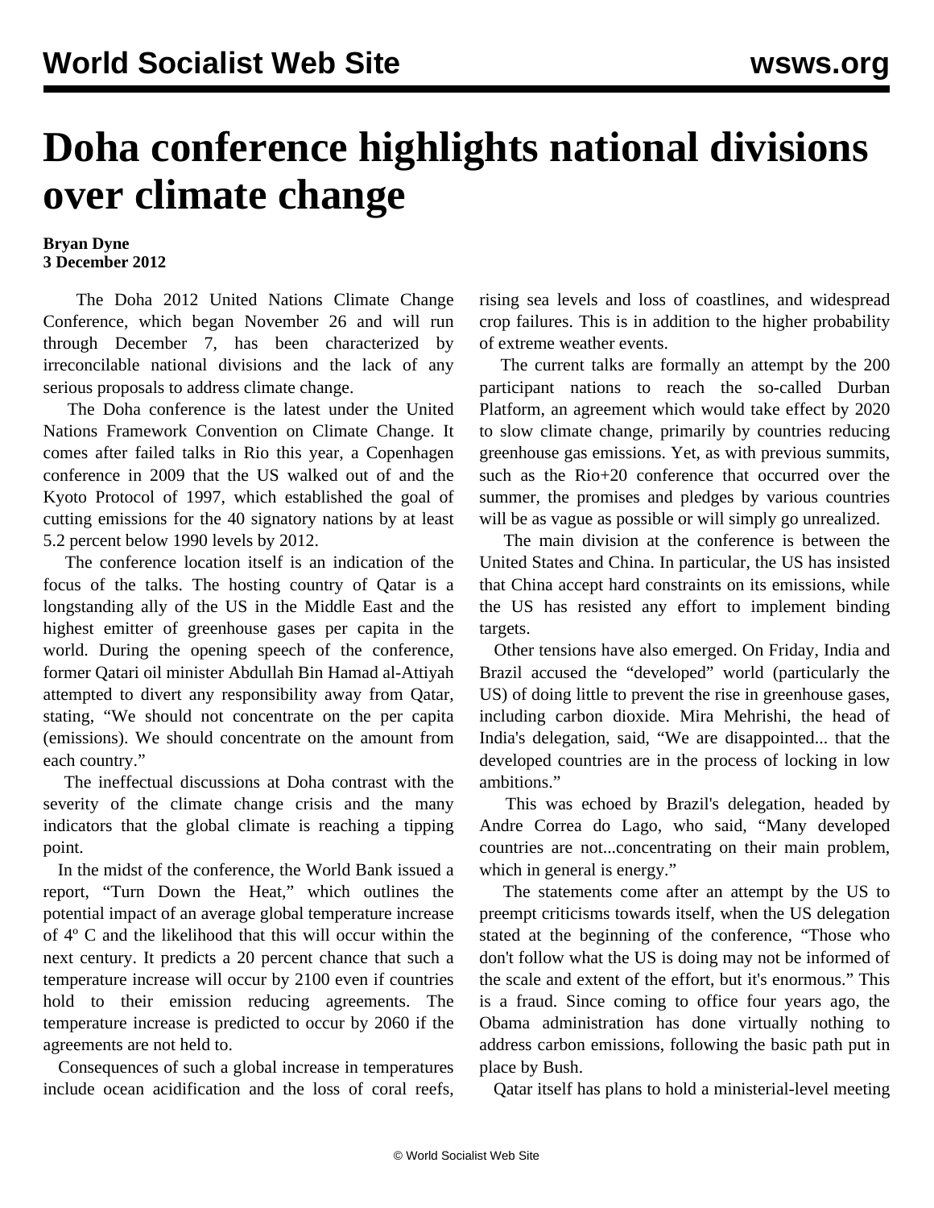# Doha conference highlights national divisions over climate change

**Bryan Dyne**
**3 December 2012**

The Doha 2012 United Nations Climate Change Conference, which began November 26 and will run through December 7, has been characterized by irreconcilable national divisions and the lack of any serious proposals to address climate change.

The Doha conference is the latest under the United Nations Framework Convention on Climate Change. It comes after failed talks in Rio this year, a Copenhagen conference in 2009 that the US walked out of and the Kyoto Protocol of 1997, which established the goal of cutting emissions for the 40 signatory nations by at least 5.2 percent below 1990 levels by 2012.

The conference location itself is an indication of the focus of the talks. The hosting country of Qatar is a longstanding ally of the US in the Middle East and the highest emitter of greenhouse gases per capita in the world. During the opening speech of the conference, former Qatari oil minister Abdullah Bin Hamad al-Attiyah attempted to divert any responsibility away from Qatar, stating, "We should not concentrate on the per capita (emissions). We should concentrate on the amount from each country."

The ineffectual discussions at Doha contrast with the severity of the climate change crisis and the many indicators that the global climate is reaching a tipping point.

In the midst of the conference, the World Bank issued a report, "Turn Down the Heat," which outlines the potential impact of an average global temperature increase of 4º C and the likelihood that this will occur within the next century. It predicts a 20 percent chance that such a temperature increase will occur by 2100 even if countries hold to their emission reducing agreements. The temperature increase is predicted to occur by 2060 if the agreements are not held to.

Consequences of such a global increase in temperatures include ocean acidification and the loss of coral reefs, rising sea levels and loss of coastlines, and widespread crop failures. This is in addition to the higher probability of extreme weather events.

The current talks are formally an attempt by the 200 participant nations to reach the so-called Durban Platform, an agreement which would take effect by 2020 to slow climate change, primarily by countries reducing greenhouse gas emissions. Yet, as with previous summits, such as the Rio+20 conference that occurred over the summer, the promises and pledges by various countries will be as vague as possible or will simply go unrealized.

The main division at the conference is between the United States and China. In particular, the US has insisted that China accept hard constraints on its emissions, while the US has resisted any effort to implement binding targets.

Other tensions have also emerged. On Friday, India and Brazil accused the "developed" world (particularly the US) of doing little to prevent the rise in greenhouse gases, including carbon dioxide. Mira Mehrishi, the head of India's delegation, said, "We are disappointed... that the developed countries are in the process of locking in low ambitions."

This was echoed by Brazil's delegation, headed by Andre Correa do Lago, who said, "Many developed countries are not...concentrating on their main problem, which in general is energy."

The statements come after an attempt by the US to preempt criticisms towards itself, when the US delegation stated at the beginning of the conference, "Those who don't follow what the US is doing may not be informed of the scale and extent of the effort, but it's enormous." This is a fraud. Since coming to office four years ago, the Obama administration has done virtually nothing to address carbon emissions, following the basic path put in place by Bush.

Qatar itself has plans to hold a ministerial-level meeting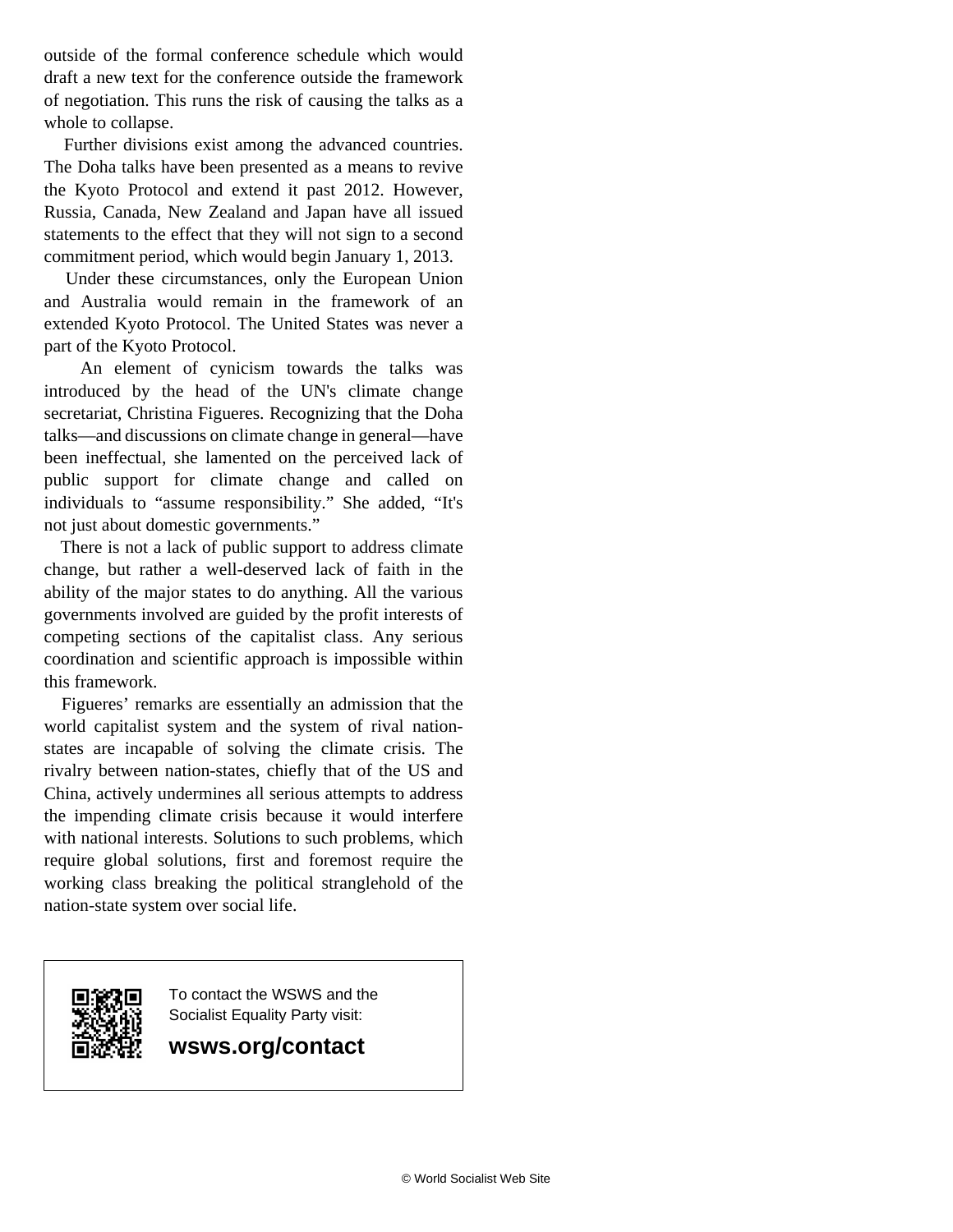outside of the formal conference schedule which would draft a new text for the conference outside the framework of negotiation. This runs the risk of causing the talks as a whole to collapse.

Further divisions exist among the advanced countries. The Doha talks have been presented as a means to revive the Kyoto Protocol and extend it past 2012. However, Russia, Canada, New Zealand and Japan have all issued statements to the effect that they will not sign to a second commitment period, which would begin January 1, 2013.

Under these circumstances, only the European Union and Australia would remain in the framework of an extended Kyoto Protocol. The United States was never a part of the Kyoto Protocol.

An element of cynicism towards the talks was introduced by the head of the UN's climate change secretariat, Christina Figueres. Recognizing that the Doha talks—and discussions on climate change in general—have been ineffectual, she lamented on the perceived lack of public support for climate change and called on individuals to "assume responsibility." She added, "It's not just about domestic governments."

There is not a lack of public support to address climate change, but rather a well-deserved lack of faith in the ability of the major states to do anything. All the various governments involved are guided by the profit interests of competing sections of the capitalist class. Any serious coordination and scientific approach is impossible within this framework.

Figueres' remarks are essentially an admission that the world capitalist system and the system of rival nation-states are incapable of solving the climate crisis. The rivalry between nation-states, chiefly that of the US and China, actively undermines all serious attempts to address the impending climate crisis because it would interfere with national interests. Solutions to such problems, which require global solutions, first and foremost require the working class breaking the political stranglehold of the nation-state system over social life.

To contact the WSWS and the Socialist Equality Party visit:

**wsws.org/contact**